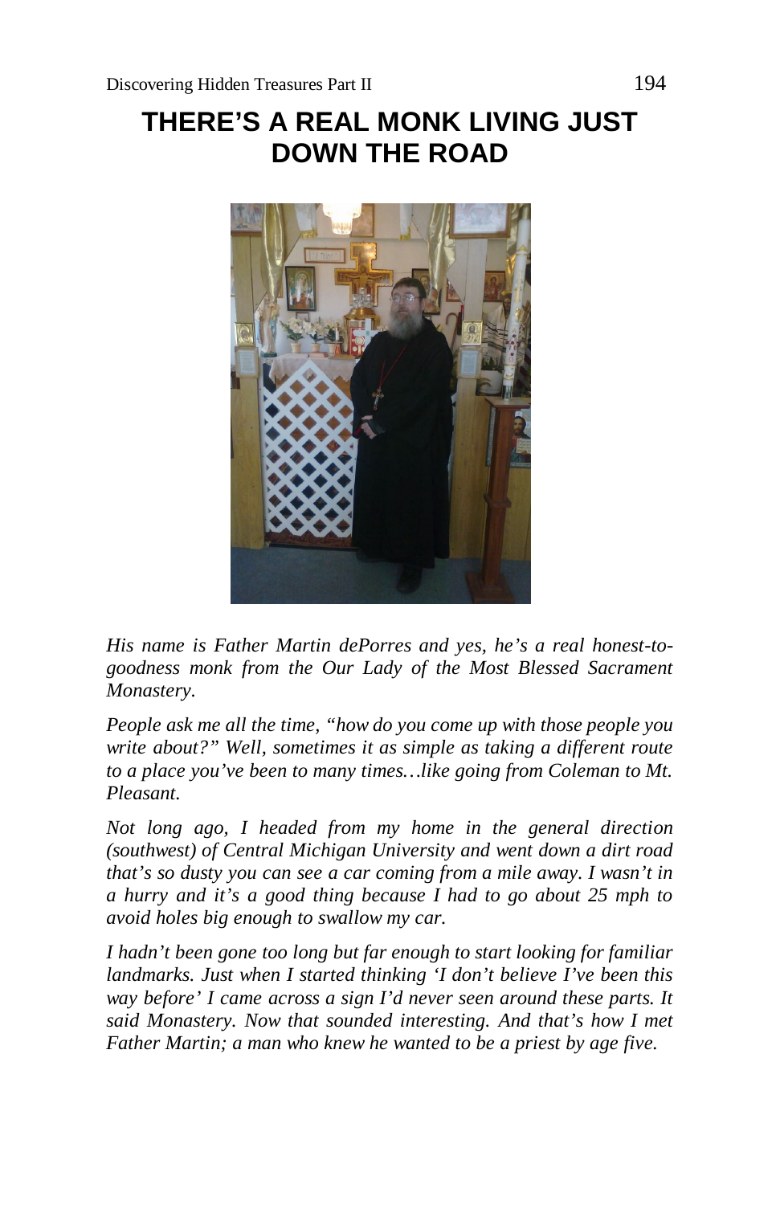# THERE'S A REAL MONK LIVING JUST DOWN THE ROAD

*His name is Father Martin dePorres and yes, he's a real honest-to-goodness monk from the Our Lady of the Most Blessed Sacrament Monastery.*

*People ask me all the time, "how do you come up with those people you write about?" Well, sometimes it as simple as taking a different route to a place you've been to many times…like going from Coleman to Mt. Pleasant.*

*Not long ago, I headed from my home in the general direction (southwest) of Central Michigan University and went down a dirt road that's so dusty you can see a car coming from a mile away. I wasn't in a hurry and it's a good thing because I had to go about 25 mph to avoid holes big enough to swallow my car.*

*I hadn't been gone too long but far enough to start looking for familiar landmarks. Just when I started thinking 'I don't believe I've been this way before' I came across a sign I'd never seen around these parts. It said Monastery. Now that sounded interesting. And that's how I met Father Martin; a man who knew he wanted to be a priest by age five.*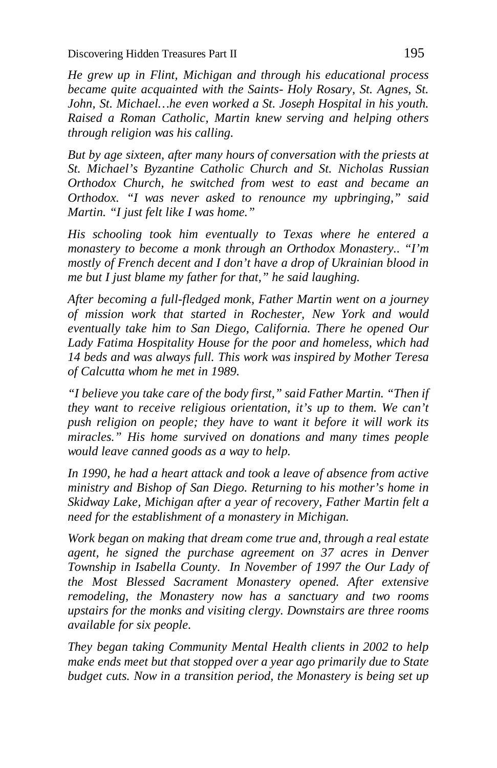*He grew up in Flint, Michigan and through his educational process became quite acquainted with the Saints- Holy Rosary, St. Agnes, St. John, St. Michael…he even worked a St. Joseph Hospital in his youth. Raised a Roman Catholic, Martin knew serving and helping others through religion was his calling.*

*But by age sixteen, after many hours of conversation with the priests at St. Michael's Byzantine Catholic Church and St. Nicholas Russian Orthodox Church, he switched from west to east and became an Orthodox. "I was never asked to renounce my upbringing," said Martin. "I just felt like I was home."*

*His schooling took him eventually to Texas where he entered a monastery to become a monk through an Orthodox Monastery.. "I'm mostly of French decent and I don't have a drop of Ukrainian blood in me but I just blame my father for that," he said laughing.*

*After becoming a full-fledged monk, Father Martin went on a journey of mission work that started in Rochester, New York and would eventually take him to San Diego, California. There he opened Our Lady Fatima Hospitality House for the poor and homeless, which had 14 beds and was always full. This work was inspired by Mother Teresa of Calcutta whom he met in 1989.*

*"I believe you take care of the body first," said Father Martin. "Then if they want to receive religious orientation, it's up to them. We can't push religion on people; they have to want it before it will work its miracles." His home survived on donations and many times people would leave canned goods as a way to help.*

*In 1990, he had a heart attack and took a leave of absence from active ministry and Bishop of San Diego. Returning to his mother's home in Skidway Lake, Michigan after a year of recovery, Father Martin felt a need for the establishment of a monastery in Michigan.*

*Work began on making that dream come true and, through a real estate agent, he signed the purchase agreement on 37 acres in Denver Township in Isabella County. In November of 1997 the Our Lady of the Most Blessed Sacrament Monastery opened. After extensive remodeling, the Monastery now has a sanctuary and two rooms upstairs for the monks and visiting clergy. Downstairs are three rooms available for six people.*

*They began taking Community Mental Health clients in 2002 to help make ends meet but that stopped over a year ago primarily due to State budget cuts. Now in a transition period, the Monastery is being set up*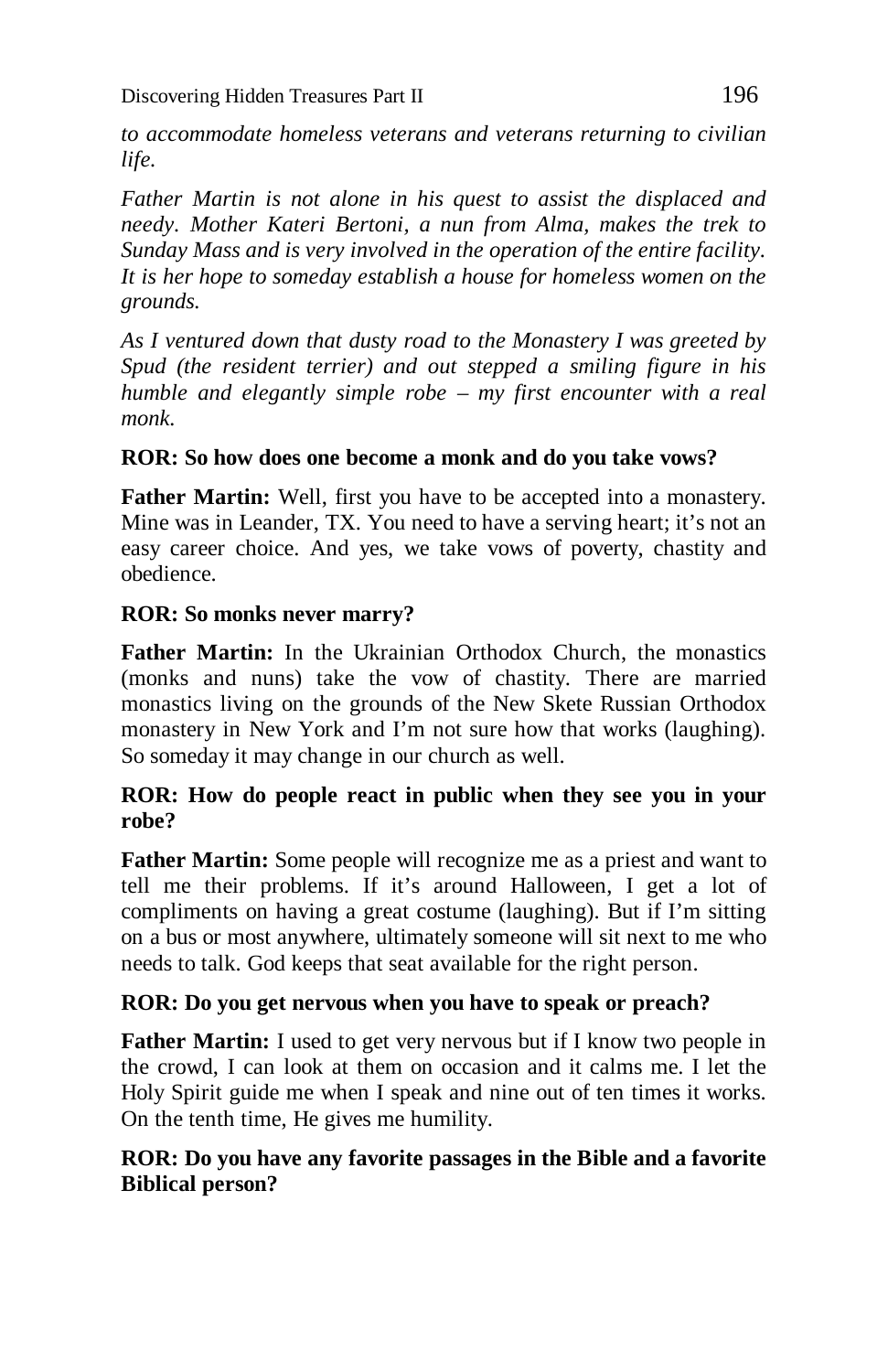*to accommodate homeless veterans and veterans returning to civilian life.*

*Father Martin is not alone in his quest to assist the displaced and needy. Mother Kateri Bertoni, a nun from Alma, makes the trek to Sunday Mass and is very involved in the operation of the entire facility. It is her hope to someday establish a house for homeless women on the grounds.*

*As I ventured down that dusty road to the Monastery I was greeted by Spud (the resident terrier) and out stepped a smiling figure in his humble and elegantly simple robe – my first encounter with a real monk.*

**ROR: So how does one become a monk and do you take vows?**

**Father Martin:** Well, first you have to be accepted into a monastery. Mine was in Leander, TX. You need to have a serving heart; it's not an easy career choice. And yes, we take vows of poverty, chastity and obedience.

**ROR: So monks never marry?**

**Father Martin:** In the Ukrainian Orthodox Church, the monastics (monks and nuns) take the vow of chastity. There are married monastics living on the grounds of the New Skete Russian Orthodox monastery in New York and I'm not sure how that works (laughing). So someday it may change in our church as well.

**ROR: How do people react in public when they see you in your robe?**

**Father Martin:** Some people will recognize me as a priest and want to tell me their problems. If it's around Halloween, I get a lot of compliments on having a great costume (laughing). But if I'm sitting on a bus or most anywhere, ultimately someone will sit next to me who needs to talk. God keeps that seat available for the right person.

**ROR: Do you get nervous when you have to speak or preach?**

**Father Martin:** I used to get very nervous but if I know two people in the crowd, I can look at them on occasion and it calms me. I let the Holy Spirit guide me when I speak and nine out of ten times it works. On the tenth time, He gives me humility.

**ROR: Do you have any favorite passages in the Bible and a favorite Biblical person?**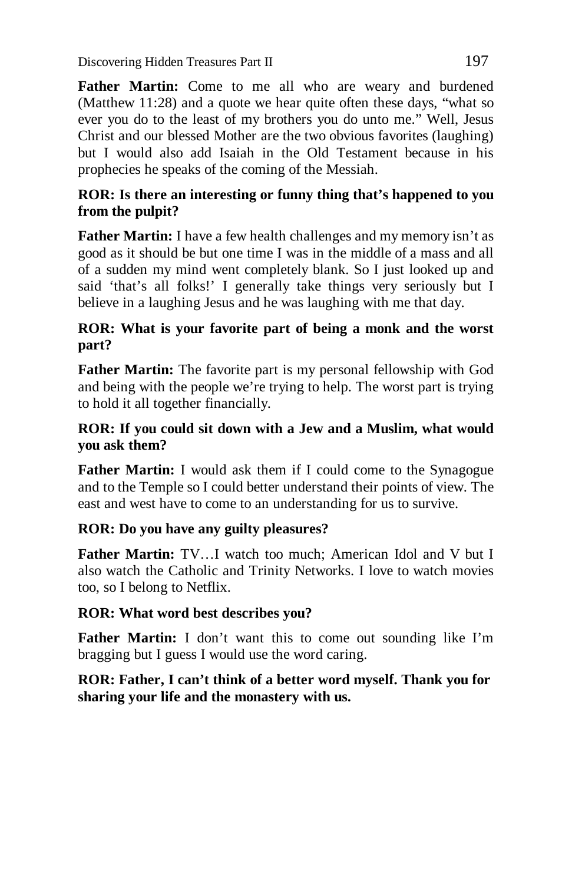**Father Martin:** Come to me all who are weary and burdened (Matthew 11:28) and a quote we hear quite often these days, "what so ever you do to the least of my brothers you do unto me." Well, Jesus Christ and our blessed Mother are the two obvious favorites (laughing) but I would also add Isaiah in the Old Testament because in his prophecies he speaks of the coming of the Messiah.

**ROR: Is there an interesting or funny thing that's happened to you from the pulpit?**

**Father Martin:** I have a few health challenges and my memory isn't as good as it should be but one time I was in the middle of a mass and all of a sudden my mind went completely blank. So I just looked up and said 'that's all folks!' I generally take things very seriously but I believe in a laughing Jesus and he was laughing with me that day.

**ROR: What is your favorite part of being a monk and the worst part?**

**Father Martin:** The favorite part is my personal fellowship with God and being with the people we're trying to help. The worst part is trying to hold it all together financially.

**ROR: If you could sit down with a Jew and a Muslim, what would you ask them?**

**Father Martin:** I would ask them if I could come to the Synagogue and to the Temple so I could better understand their points of view. The east and west have to come to an understanding for us to survive.

**ROR: Do you have any guilty pleasures?**

**Father Martin:** TV…I watch too much; American Idol and V but I also watch the Catholic and Trinity Networks. I love to watch movies too, so I belong to Netflix.

**ROR: What word best describes you?**

**Father Martin:** I don't want this to come out sounding like I'm bragging but I guess I would use the word caring.

**ROR: Father, I can't think of a better word myself. Thank you for sharing your life and the monastery with us.**